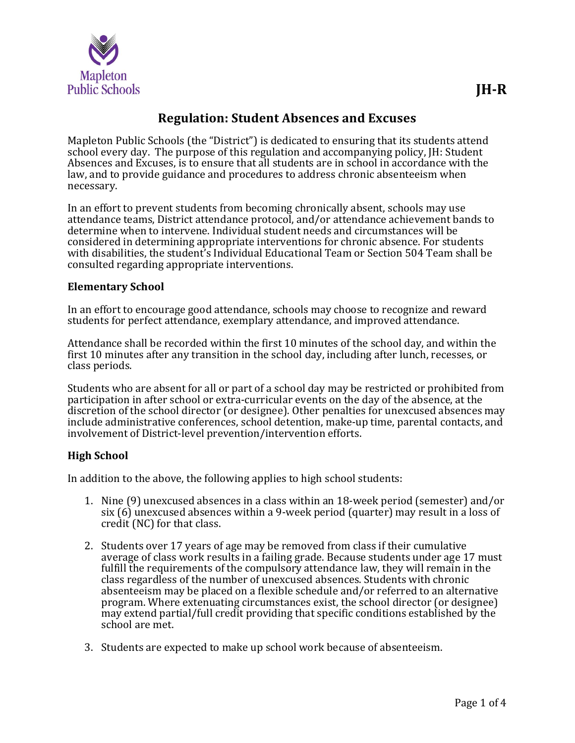JH-R

# Regulation: Student Absences and Excuses

Mapleton Public Schools (the "District") is dedicated to ensuring that its students attend school every day. The purpose of this regulation and accompanying policy, JH: Student Absences and Excuses, is to ensure that all students are in school in accordance with the law, and to provide guidance and procedures to address chronic absenteeism when necessary.

In an effort to prevent students from becoming chronically absent, schools may use attendance teams, District attendance protocol, and/or attendance achievement bands to determine when to intervene. Individual student needs and circumstances will be considered in determining appropriate interventions for chronic absence. For students with disabilities, the student's Individual Educational Team or Section 504 Team shall be consulted regarding appropriate interventions.

**Elementary School**

In an effort to encourage good attendance, schools may choose to recognize and reward students for perfect attendance, exemplary attendance, and improved attendance.

Attendance shall be recorded within the first 10 minutes of the school day, and within the first 10 minutes after any transition in the school day, including after lunch, recesses, or class periods.

Students who are absent for all or part of a school day may be restricted or prohibited from participation in after school or extra-curricular events on the day of the absence, at the discretion of the school director (or designee). Other penalties for unexcused absences may include administrative conferences, school detention, make-up time, parental contacts, and involvement of District-level prevention/intervention efforts.

**High School**

In addition to the above, the following applies to high school students:

1. Nine (9) unexcused absences in a class within an 18-week period (semester) and/or six (6) unexcused absences within a 9-week period (quarter) may result in a loss of credit (NC) for that class.

2. Students over 17 years of age may be removed from class if their cumulative average of class work results in a failing grade. Because students under age 17 must fulfill the requirements of the compulsory attendance law, they will remain in the class regardless of the number of unexcused absences. Students with chronic absenteeism may be placed on a flexible schedule and/or referred to an alternative program. Where extenuating circumstances exist, the school director (or designee) may extend partial/full credit providing that specific conditions established by the school are met.

3. Students are expected to make up school work because of absenteeism.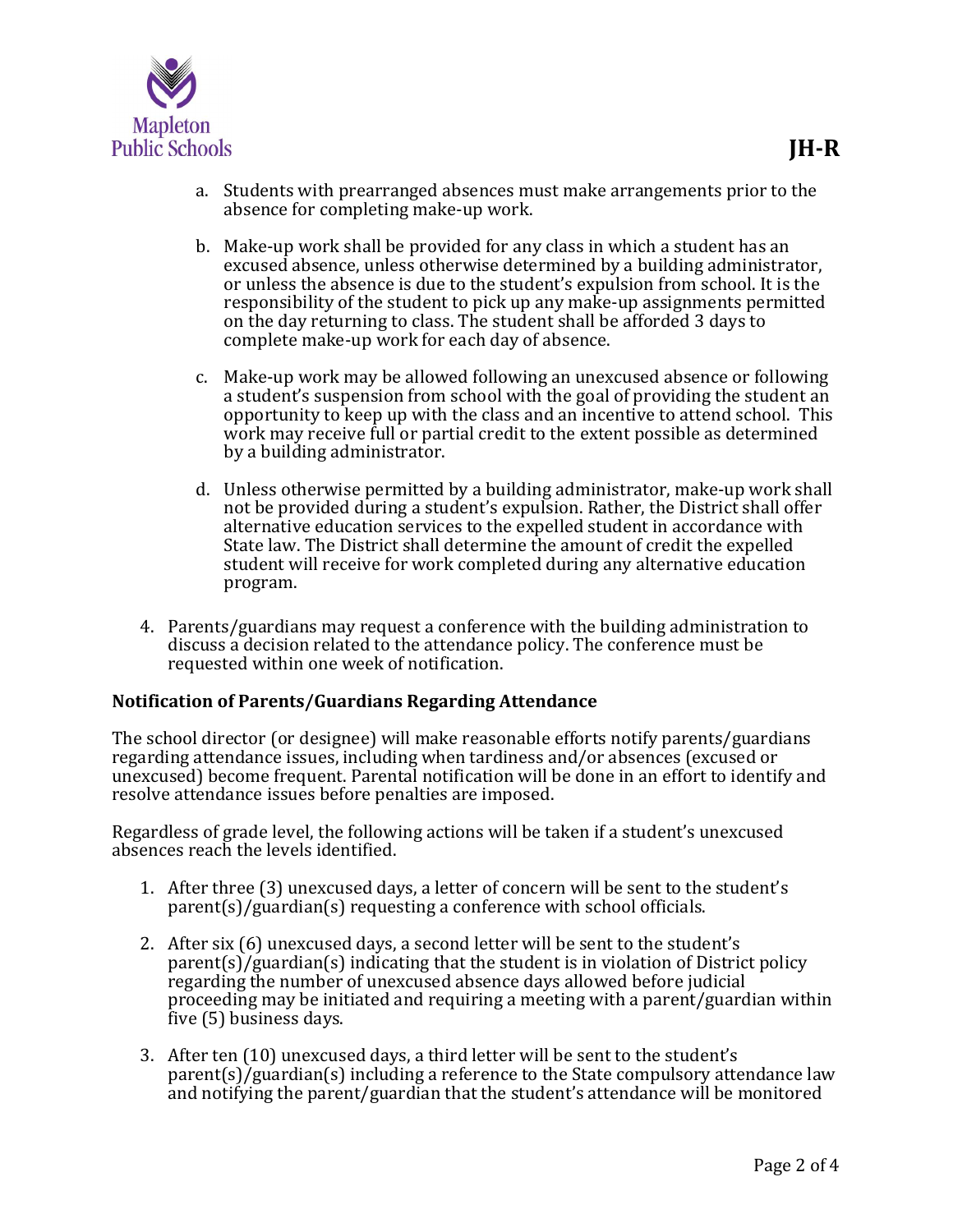a. Students with prearranged absences must make arrangements prior to the absence for completing make-up work.

b. Make-up work shall be provided for any class in which a student has an excused absence, unless otherwise determined by a building administrator, or unless the absence is due to the student's expulsion from school. It is the responsibility of the student to pick up any make-up assignments permitted on the day returning to class. The student shall be afforded 3 days to complete make-up work for each day of absence.

c. Make-up work may be allowed following an unexcused absence or following a student's suspension from school with the goal of providing the student an opportunity to keep up with the class and an incentive to attend school. This work may receive full or partial credit to the extent possible as determined by a building administrator.

d. Unless otherwise permitted by a building administrator, make-up work shall not be provided during a student's expulsion. Rather, the District shall offer alternative education services to the expelled student in accordance with State law. The District shall determine the amount of credit the expelled student will receive for work completed during any alternative education program.

4. Parents/guardians may request a conference with the building administration to discuss a decision related to the attendance policy. The conference must be requested within one week of notification.

**Notification of Parents/Guardians Regarding Attendance**

The school director (or designee) will make reasonable efforts notify parents/guardians regarding attendance issues, including when tardiness and/or absences (excused or unexcused) become frequent. Parental notification will be done in an effort to identify and resolve attendance issues before penalties are imposed.

Regardless of grade level, the following actions will be taken if a student's unexcused absences reach the levels identified.

1. After three (3) unexcused days, a letter of concern will be sent to the student's parent(s)/guardian(s) requesting a conference with school officials.

2. After six (6) unexcused days, a second letter will be sent to the student's parent(s)/guardian(s) indicating that the student is in violation of District policy regarding the number of unexcused absence days allowed before judicial proceeding may be initiated and requiring a meeting with a parent/guardian within five (5) business days.

3. After ten (10) unexcused days, a third letter will be sent to the student's parent(s)/guardian(s) including a reference to the State compulsory attendance law and notifying the parent/guardian that the student's attendance will be monitored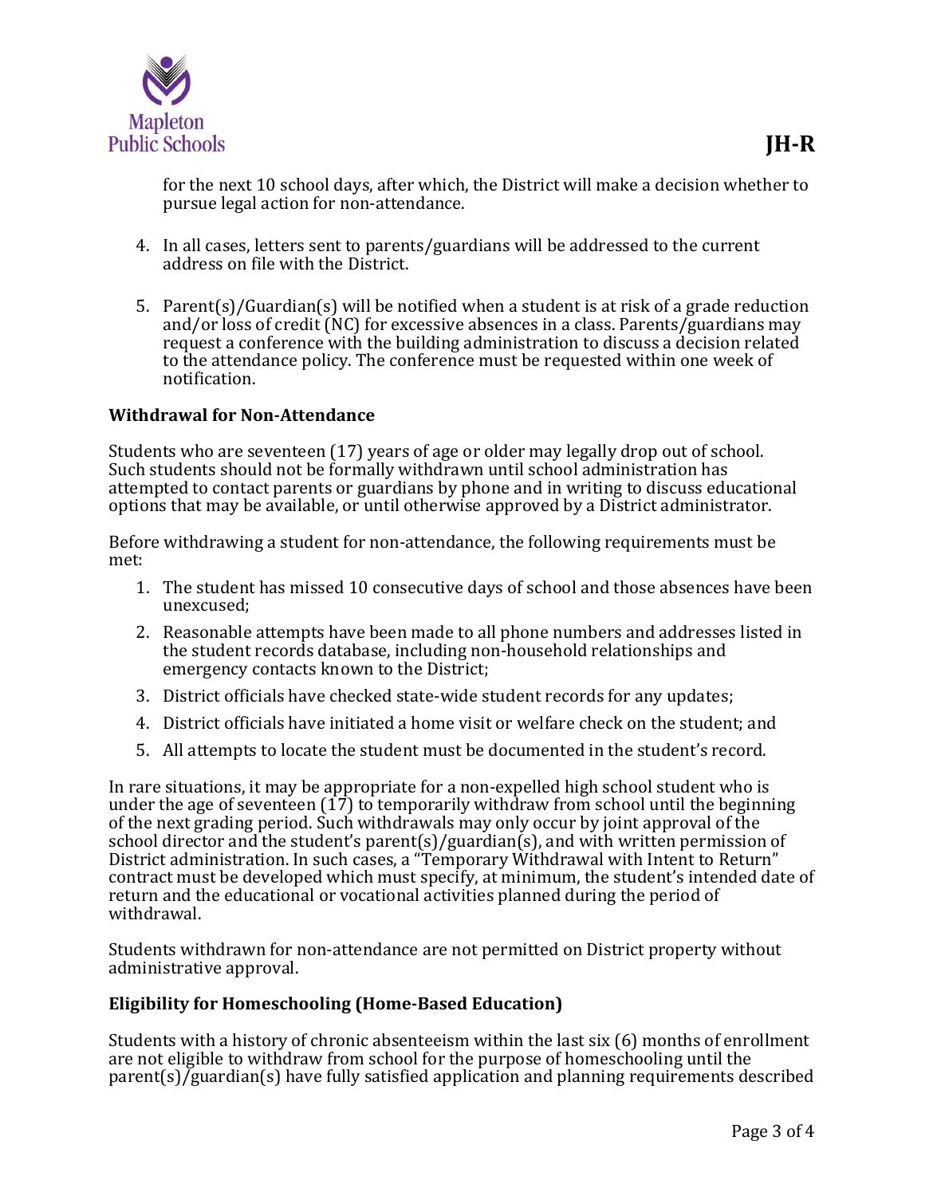for the next 10 school days, after which, the District will make a decision whether to pursue legal action for non-attendance.

4. In all cases, letters sent to parents/guardians will be addressed to the current address on file with the District.

5. Parent(s)/Guardian(s) will be notified when a student is at risk of a grade reduction and/or loss of credit (NC) for excessive absences in a class. Parents/guardians may request a conference with the building administration to discuss a decision related to the attendance policy. The conference must be requested within one week of notification.

**Withdrawal for Non-Attendance**

Students who are seventeen (17) years of age or older may legally drop out of school. Such students should not be formally withdrawn until school administration has attempted to contact parents or guardians by phone and in writing to discuss educational options that may be available, or until otherwise approved by a District administrator.

Before withdrawing a student for non-attendance, the following requirements must be met:

1. The student has missed 10 consecutive days of school and those absences have been unexcused;
2. Reasonable attempts have been made to all phone numbers and addresses listed in the student records database, including non-household relationships and emergency contacts known to the District;
3. District officials have checked state-wide student records for any updates;
4. District officials have initiated a home visit or welfare check on the student; and
5. All attempts to locate the student must be documented in the student's record.

In rare situations, it may be appropriate for a non-expelled high school student who is under the age of seventeen (17) to temporarily withdraw from school until the beginning of the next grading period. Such withdrawals may only occur by joint approval of the school director and the student's parent(s)/guardian(s), and with written permission of District administration. In such cases, a "Temporary Withdrawal with Intent to Return" contract must be developed which must specify, at minimum, the student's intended date of return and the educational or vocational activities planned during the period of withdrawal.

Students withdrawn for non-attendance are not permitted on District property without administrative approval.

**Eligibility for Homeschooling (Home-Based Education)**

Students with a history of chronic absenteeism within the last six (6) months of enrollment are not eligible to withdraw from school for the purpose of homeschooling until the parent(s)/guardian(s) have fully satisfied application and planning requirements described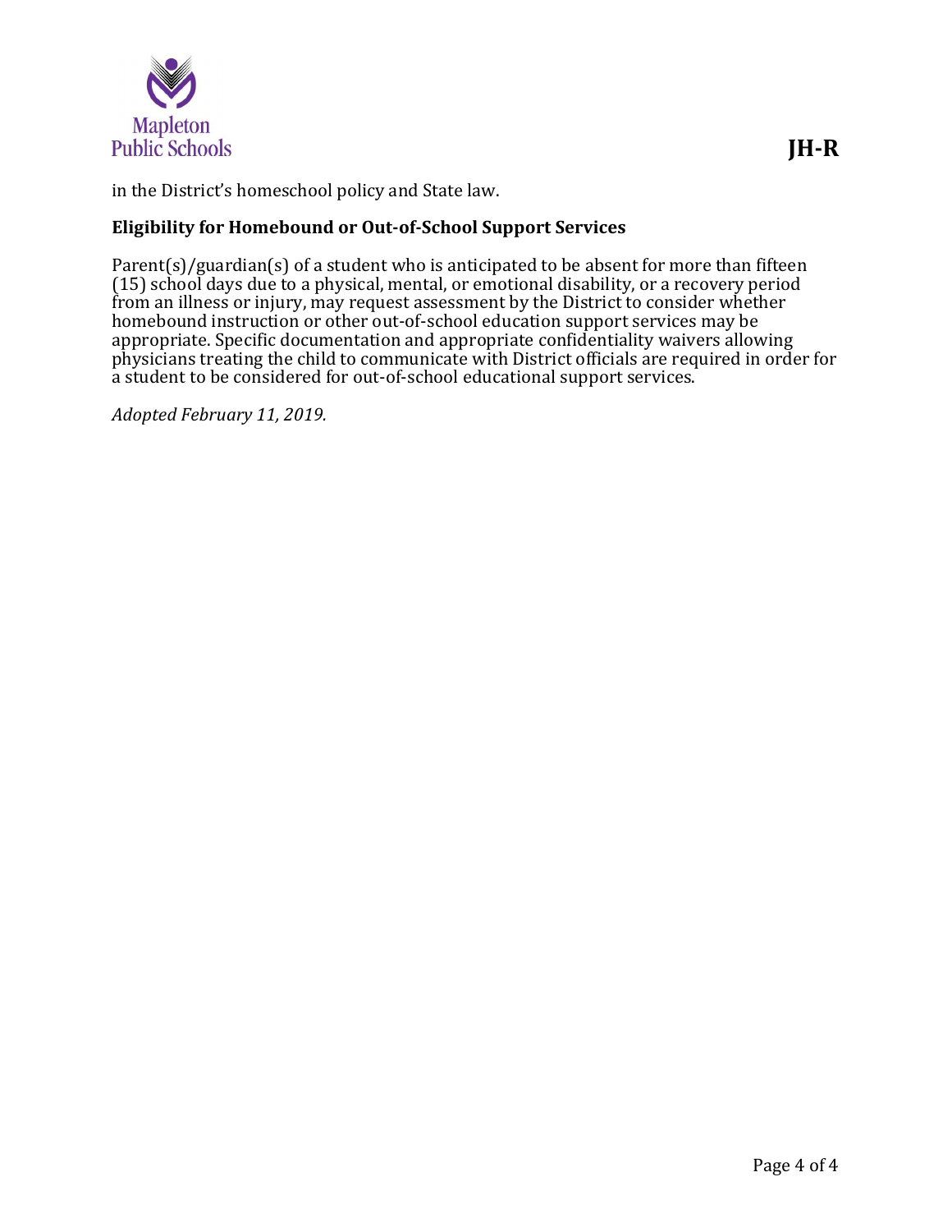in the District's homeschool policy and State law.

**Eligibility for Homebound or Out-of-School Support Services**

Parent(s)/guardian(s) of a student who is anticipated to be absent for more than fifteen (15) school days due to a physical, mental, or emotional disability, or a recovery period from an illness or injury, may request assessment by the District to consider whether homebound instruction or other out-of-school education support services may be appropriate. Specific documentation and appropriate confidentiality waivers allowing physicians treating the child to communicate with District officials are required in order for a student to be considered for out-of-school educational support services.

*Adopted February 11, 2019.*